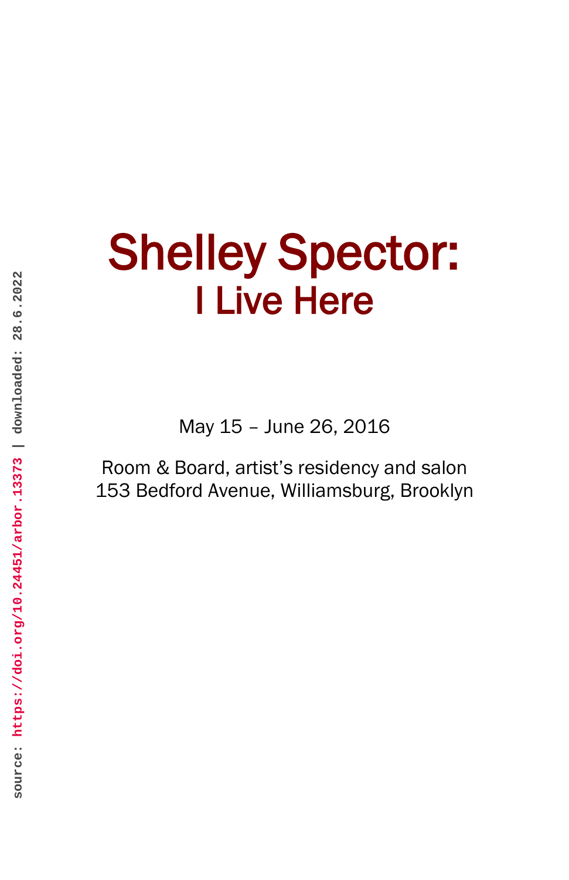# Shelley Spector:
## I Live Here

May 15 – June 26, 2016

Room & Board, artist's residency and salon
153 Bedford Avenue, Williamsburg, Brooklyn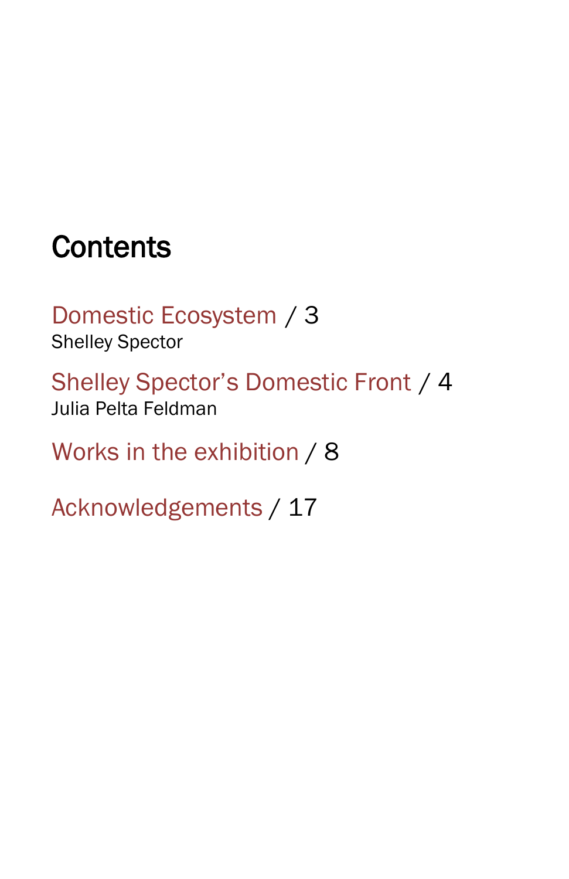# Contents

Domestic Ecosystem / 3
Shelley Spector

Shelley Spector's Domestic Front / 4
Julia Pelta Feldman

Works in the exhibition / 8

Acknowledgements / 17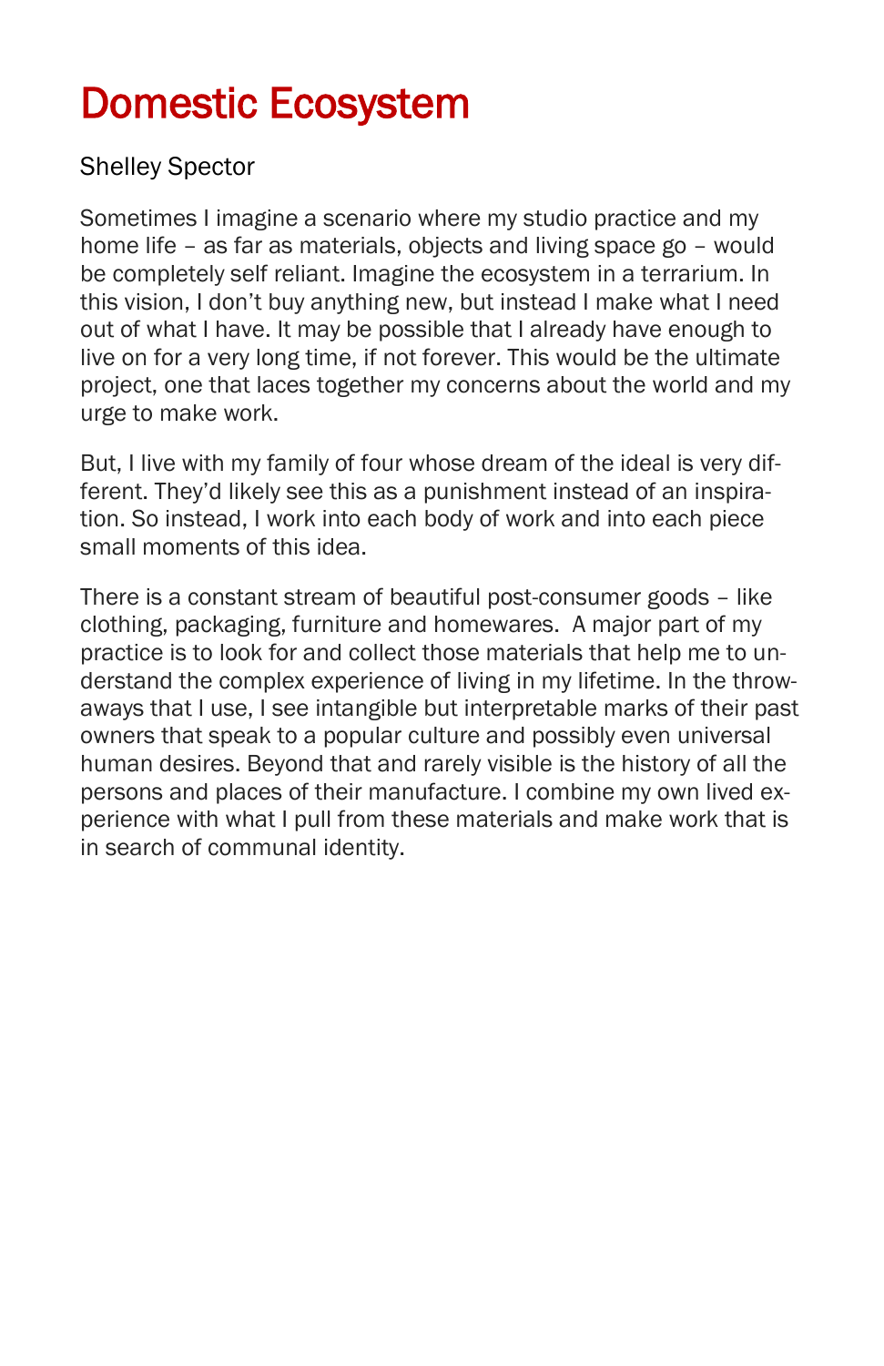# Domestic Ecosystem

Shelley Spector

Sometimes I imagine a scenario where my studio practice and my home life – as far as materials, objects and living space go – would be completely self reliant. Imagine the ecosystem in a terrarium. In this vision, I don't buy anything new, but instead I make what I need out of what I have. It may be possible that I already have enough to live on for a very long time, if not forever. This would be the ultimate project, one that laces together my concerns about the world and my urge to make work.

But, I live with my family of four whose dream of the ideal is very different. They'd likely see this as a punishment instead of an inspiration. So instead, I work into each body of work and into each piece small moments of this idea.

There is a constant stream of beautiful post-consumer goods – like clothing, packaging, furniture and homewares. A major part of my practice is to look for and collect those materials that help me to understand the complex experience of living in my lifetime. In the throwaways that I use, I see intangible but interpretable marks of their past owners that speak to a popular culture and possibly even universal human desires. Beyond that and rarely visible is the history of all the persons and places of their manufacture. I combine my own lived experience with what I pull from these materials and make work that is in search of communal identity.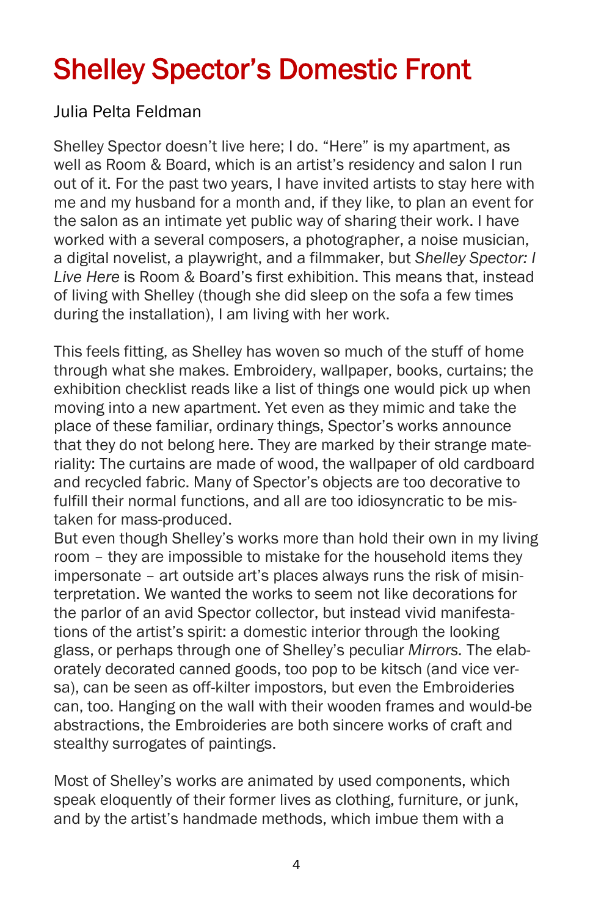# Shelley Spector's Domestic Front

Julia Pelta Feldman

Shelley Spector doesn't live here; I do. "Here" is my apartment, as well as Room & Board, which is an artist's residency and salon I run out of it. For the past two years, I have invited artists to stay here with me and my husband for a month and, if they like, to plan an event for the salon as an intimate yet public way of sharing their work. I have worked with a several composers, a photographer, a noise musician, a digital novelist, a playwright, and a filmmaker, but *Shelley Spector: I Live Here* is Room & Board's first exhibition. This means that, instead of living with Shelley (though she did sleep on the sofa a few times during the installation), I am living with her work.

This feels fitting, as Shelley has woven so much of the stuff of home through what she makes. Embroidery, wallpaper, books, curtains; the exhibition checklist reads like a list of things one would pick up when moving into a new apartment. Yet even as they mimic and take the place of these familiar, ordinary things, Spector's works announce that they do not belong here. They are marked by their strange materiality: The curtains are made of wood, the wallpaper of old cardboard and recycled fabric. Many of Spector's objects are too decorative to fulfill their normal functions, and all are too idiosyncratic to be mistaken for mass-produced.

But even though Shelley's works more than hold their own in my living room – they are impossible to mistake for the household items they impersonate – art outside art's places always runs the risk of misinterpretation. We wanted the works to seem not like decorations for the parlor of an avid Spector collector, but instead vivid manifestations of the artist's spirit: a domestic interior through the looking glass, or perhaps through one of Shelley's peculiar *Mirrors.* The elaborately decorated canned goods, too pop to be kitsch (and vice versa), can be seen as off-kilter impostors, but even the Embroideries can, too. Hanging on the wall with their wooden frames and would-be abstractions, the Embroideries are both sincere works of craft and stealthy surrogates of paintings.

Most of Shelley's works are animated by used components, which speak eloquently of their former lives as clothing, furniture, or junk, and by the artist's handmade methods, which imbue them with a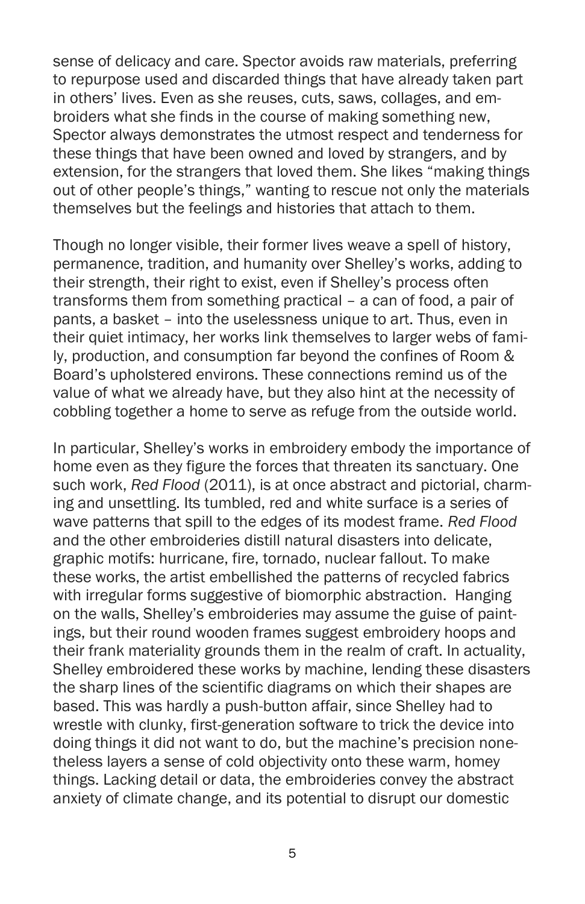sense of delicacy and care. Spector avoids raw materials, preferring to repurpose used and discarded things that have already taken part in others' lives. Even as she reuses, cuts, saws, collages, and embroiders what she finds in the course of making something new, Spector always demonstrates the utmost respect and tenderness for these things that have been owned and loved by strangers, and by extension, for the strangers that loved them. She likes "making things out of other people's things," wanting to rescue not only the materials themselves but the feelings and histories that attach to them.

Though no longer visible, their former lives weave a spell of history, permanence, tradition, and humanity over Shelley's works, adding to their strength, their right to exist, even if Shelley's process often transforms them from something practical – a can of food, a pair of pants, a basket – into the uselessness unique to art. Thus, even in their quiet intimacy, her works link themselves to larger webs of family, production, and consumption far beyond the confines of Room & Board's upholstered environs. These connections remind us of the value of what we already have, but they also hint at the necessity of cobbling together a home to serve as refuge from the outside world.

In particular, Shelley's works in embroidery embody the importance of home even as they figure the forces that threaten its sanctuary. One such work, *Red Flood* (2011), is at once abstract and pictorial, charming and unsettling. Its tumbled, red and white surface is a series of wave patterns that spill to the edges of its modest frame. *Red Flood* and the other embroideries distill natural disasters into delicate, graphic motifs: hurricane, fire, tornado, nuclear fallout. To make these works, the artist embellished the patterns of recycled fabrics with irregular forms suggestive of biomorphic abstraction. Hanging on the walls, Shelley's embroideries may assume the guise of paintings, but their round wooden frames suggest embroidery hoops and their frank materiality grounds them in the realm of craft. In actuality, Shelley embroidered these works by machine, lending these disasters the sharp lines of the scientific diagrams on which their shapes are based. This was hardly a push-button affair, since Shelley had to wrestle with clunky, first-generation software to trick the device into doing things it did not want to do, but the machine's precision nonetheless layers a sense of cold objectivity onto these warm, homey things. Lacking detail or data, the embroideries convey the abstract anxiety of climate change, and its potential to disrupt our domestic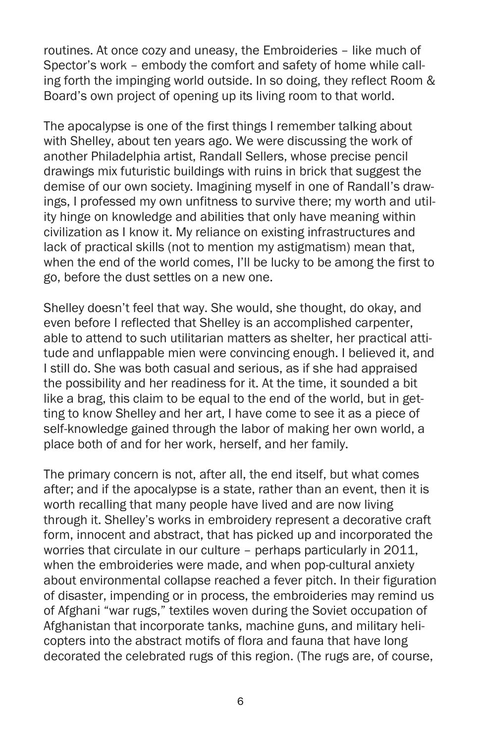routines. At once cozy and uneasy, the Embroideries – like much of Spector's work – embody the comfort and safety of home while calling forth the impinging world outside. In so doing, they reflect Room & Board's own project of opening up its living room to that world.

The apocalypse is one of the first things I remember talking about with Shelley, about ten years ago. We were discussing the work of another Philadelphia artist, Randall Sellers, whose precise pencil drawings mix futuristic buildings with ruins in brick that suggest the demise of our own society. Imagining myself in one of Randall's drawings, I professed my own unfitness to survive there; my worth and utility hinge on knowledge and abilities that only have meaning within civilization as I know it. My reliance on existing infrastructures and lack of practical skills (not to mention my astigmatism) mean that, when the end of the world comes, I'll be lucky to be among the first to go, before the dust settles on a new one.

Shelley doesn't feel that way. She would, she thought, do okay, and even before I reflected that Shelley is an accomplished carpenter, able to attend to such utilitarian matters as shelter, her practical attitude and unflappable mien were convincing enough. I believed it, and I still do. She was both casual and serious, as if she had appraised the possibility and her readiness for it. At the time, it sounded a bit like a brag, this claim to be equal to the end of the world, but in getting to know Shelley and her art, I have come to see it as a piece of self-knowledge gained through the labor of making her own world, a place both of and for her work, herself, and her family.

The primary concern is not, after all, the end itself, but what comes after; and if the apocalypse is a state, rather than an event, then it is worth recalling that many people have lived and are now living through it. Shelley's works in embroidery represent a decorative craft form, innocent and abstract, that has picked up and incorporated the worries that circulate in our culture – perhaps particularly in 2011, when the embroideries were made, and when pop-cultural anxiety about environmental collapse reached a fever pitch. In their figuration of disaster, impending or in process, the embroideries may remind us of Afghani "war rugs," textiles woven during the Soviet occupation of Afghanistan that incorporate tanks, machine guns, and military helicopters into the abstract motifs of flora and fauna that have long decorated the celebrated rugs of this region. (The rugs are, of course,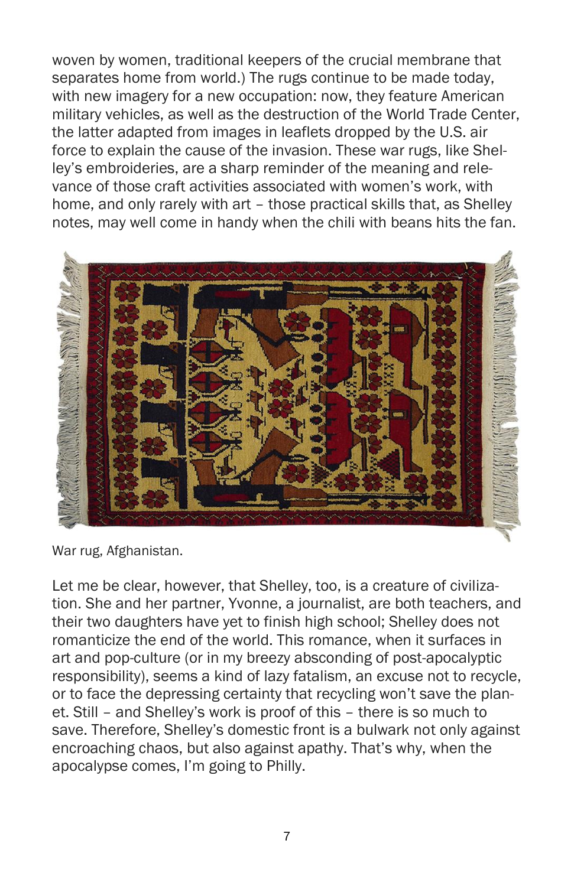woven by women, traditional keepers of the crucial membrane that separates home from world.) The rugs continue to be made today, with new imagery for a new occupation: now, they feature American military vehicles, as well as the destruction of the World Trade Center, the latter adapted from images in leaflets dropped by the U.S. air force to explain the cause of the invasion. These war rugs, like Shelley's embroideries, are a sharp reminder of the meaning and relevance of those craft activities associated with women's work, with home, and only rarely with art – those practical skills that, as Shelley notes, may well come in handy when the chili with beans hits the fan.

War rug, Afghanistan.

Let me be clear, however, that Shelley, too, is a creature of civilization. She and her partner, Yvonne, a journalist, are both teachers, and their two daughters have yet to finish high school; Shelley does not romanticize the end of the world. This romance, when it surfaces in art and pop-culture (or in my breezy absconding of post-apocalyptic responsibility), seems a kind of lazy fatalism, an excuse not to recycle, or to face the depressing certainty that recycling won't save the planet. Still – and Shelley's work is proof of this – there is so much to save. Therefore, Shelley's domestic front is a bulwark not only against encroaching chaos, but also against apathy. That's why, when the apocalypse comes, I'm going to Philly.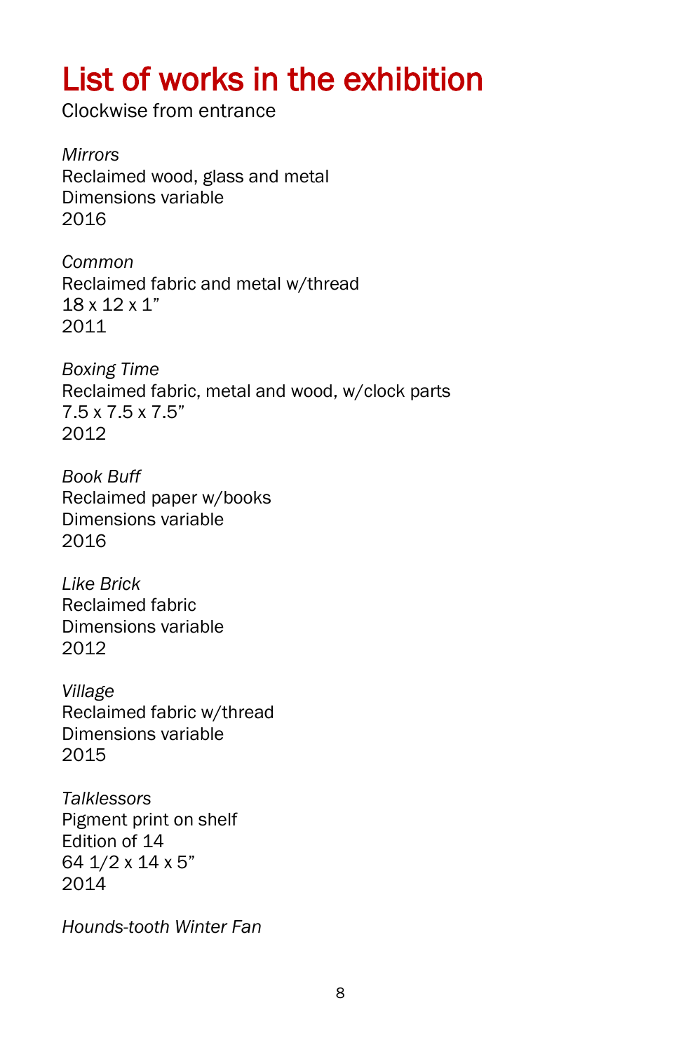# List of works in the exhibition

Clockwise from entrance

*Mirrors*
Reclaimed wood, glass and metal
Dimensions variable
2016

*Common*
Reclaimed fabric and metal w/thread
18 x 12 x 1”
2011

*Boxing Time*
Reclaimed fabric, metal and wood, w/clock parts
7.5 x 7.5 x 7.5”
2012

*Book Buff*
Reclaimed paper w/books
Dimensions variable
2016

*Like Brick*
Reclaimed fabric
Dimensions variable
2012

*Village*
Reclaimed fabric w/thread
Dimensions variable
2015

*Talklessors*
Pigment print on shelf
Edition of 14
64 1/2 x 14 x 5”
2014

*Hounds-tooth Winter Fan*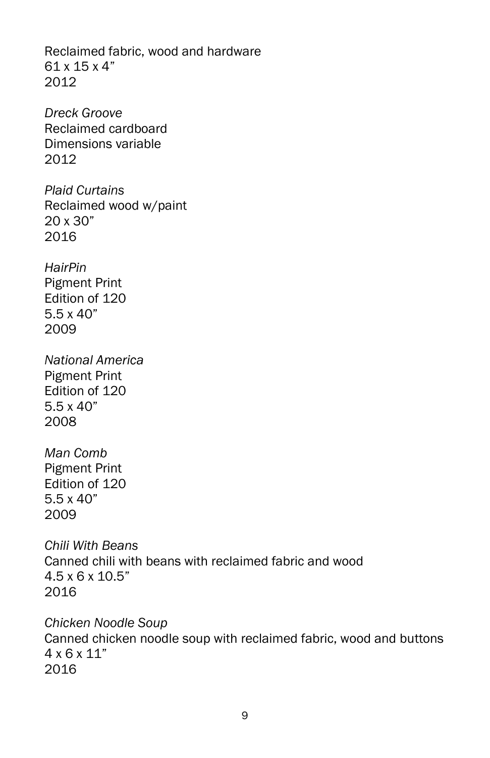Reclaimed fabric, wood and hardware
61 x 15 x 4”
2012

*Dreck Groove*
Reclaimed cardboard
Dimensions variable
2012

*Plaid Curtains*
Reclaimed wood w/paint
20 x 30”
2016

*HairPin*
Pigment Print
Edition of 120
5.5 x 40”
2009

*National America*
Pigment Print
Edition of 120
5.5 x 40”
2008

*Man Comb*
Pigment Print
Edition of 120
5.5 x 40”
2009

*Chili With Beans*
Canned chili with beans with reclaimed fabric and wood
4.5 x 6 x 10.5”
2016

*Chicken Noodle Soup*
Canned chicken noodle soup with reclaimed fabric, wood and buttons
4 x 6 x 11”
2016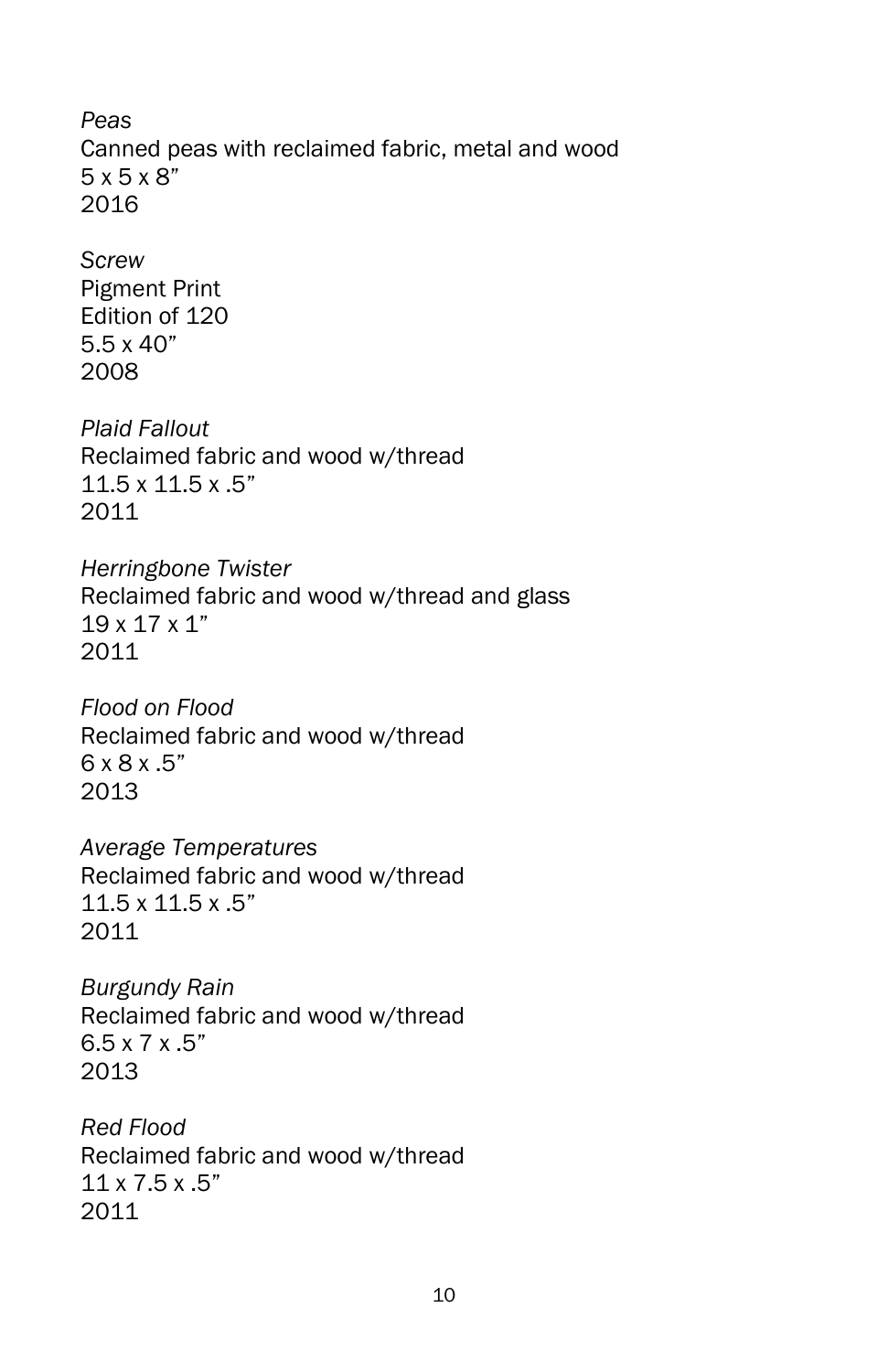*Peas*
Canned peas with reclaimed fabric, metal and wood
5 x 5 x 8”
2016

*Screw*
Pigment Print
Edition of 120
5.5 x 40”
2008

*Plaid Fallout*
Reclaimed fabric and wood w/thread
11.5 x 11.5 x .5”
2011

*Herringbone Twister*
Reclaimed fabric and wood w/thread and glass
19 x 17 x 1”
2011

*Flood on Flood*
Reclaimed fabric and wood w/thread
6 x 8 x .5”
2013

*Average Temperatures*
Reclaimed fabric and wood w/thread
11.5 x 11.5 x .5”
2011

*Burgundy Rain*
Reclaimed fabric and wood w/thread
6.5 x 7 x .5”
2013

*Red Flood*
Reclaimed fabric and wood w/thread
11 x 7.5 x .5”
2011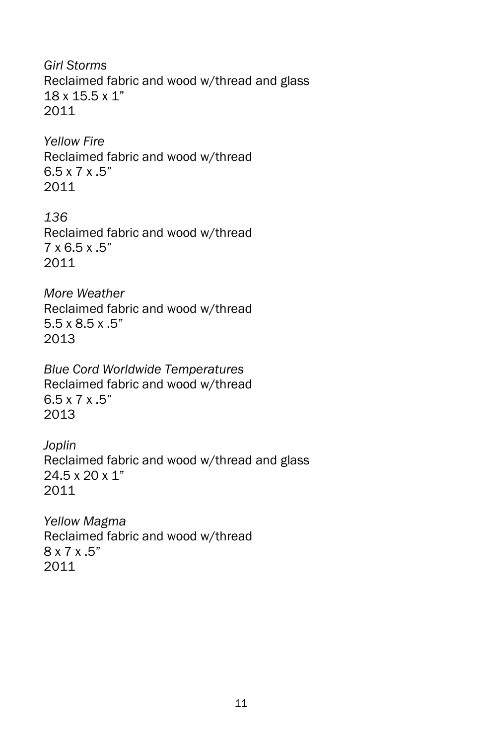*Girl Storms*
Reclaimed fabric and wood w/thread and glass
18 x 15.5 x 1”
2011

*Yellow Fire*
Reclaimed fabric and wood w/thread
6.5 x 7 x .5”
2011

*136*
Reclaimed fabric and wood w/thread
7 x 6.5 x .5”
2011

*More Weather*
Reclaimed fabric and wood w/thread
5.5 x 8.5 x .5”
2013

*Blue Cord Worldwide Temperatures*
Reclaimed fabric and wood w/thread
6.5 x 7 x .5”
2013

*Joplin*
Reclaimed fabric and wood w/thread and glass
24.5 x 20 x 1”
2011

*Yellow Magma*
Reclaimed fabric and wood w/thread
8 x 7 x .5”
2011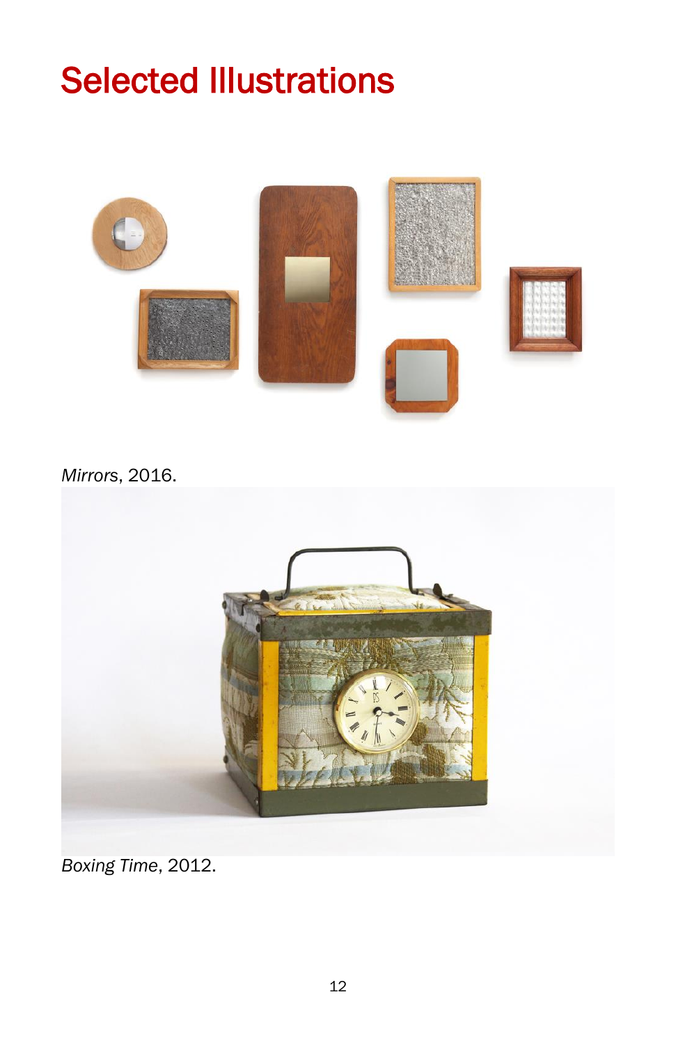# Selected Illustrations

*Mirrors*, 2016.

*Boxing Time*, 2012.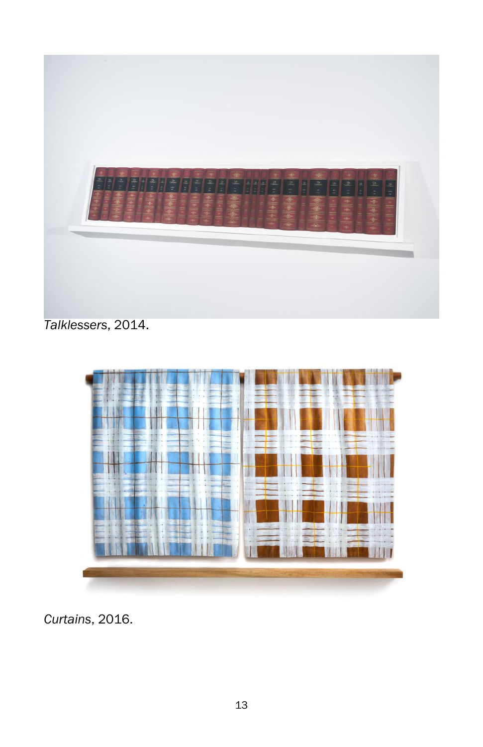*Talklessers*, 2014.

*Curtains*, 2016.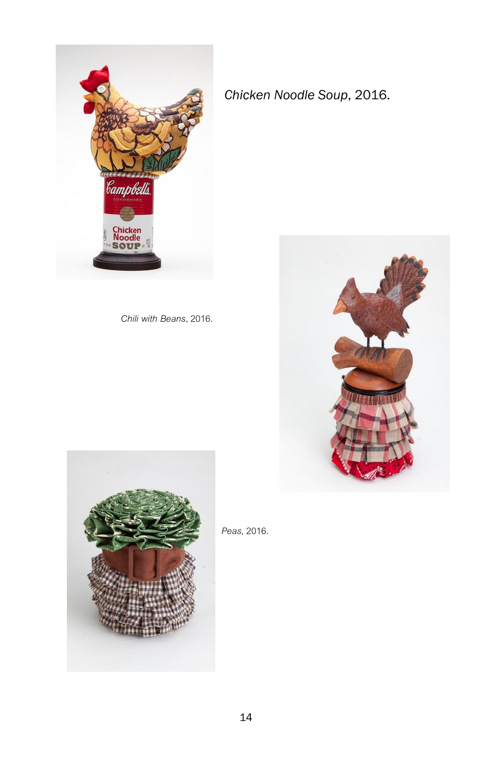*Chicken Noodle Soup*, 2016.

*Chili with Beans*, 2016.

*Peas*, 2016.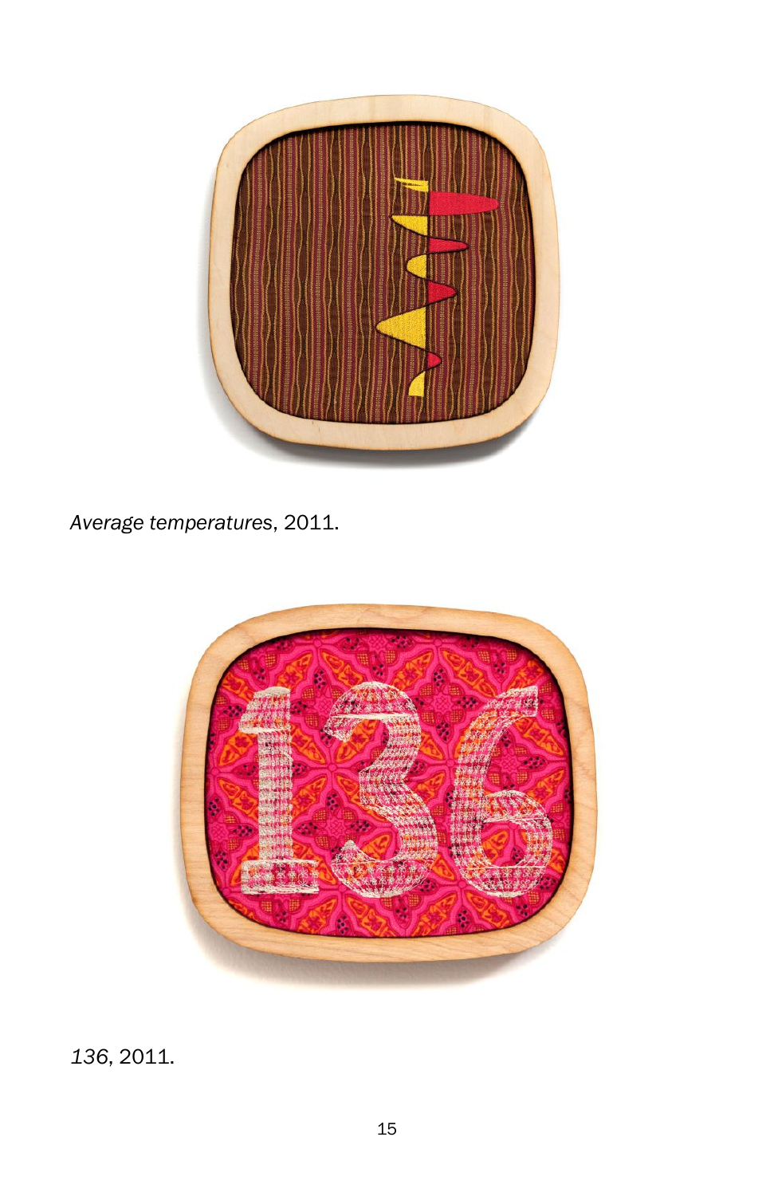*Average temperatures*, 2011.

*136*, 2011.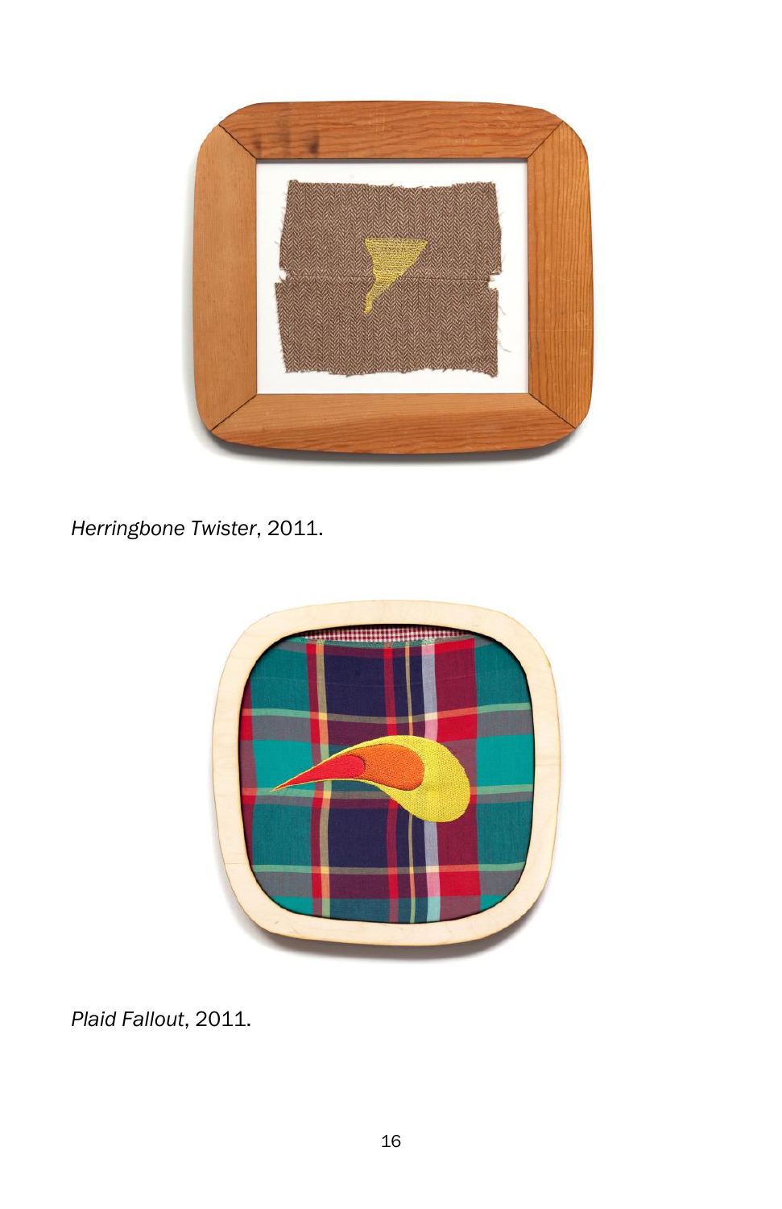*Herringbone Twister*, 2011.

*Plaid Fallout*, 2011.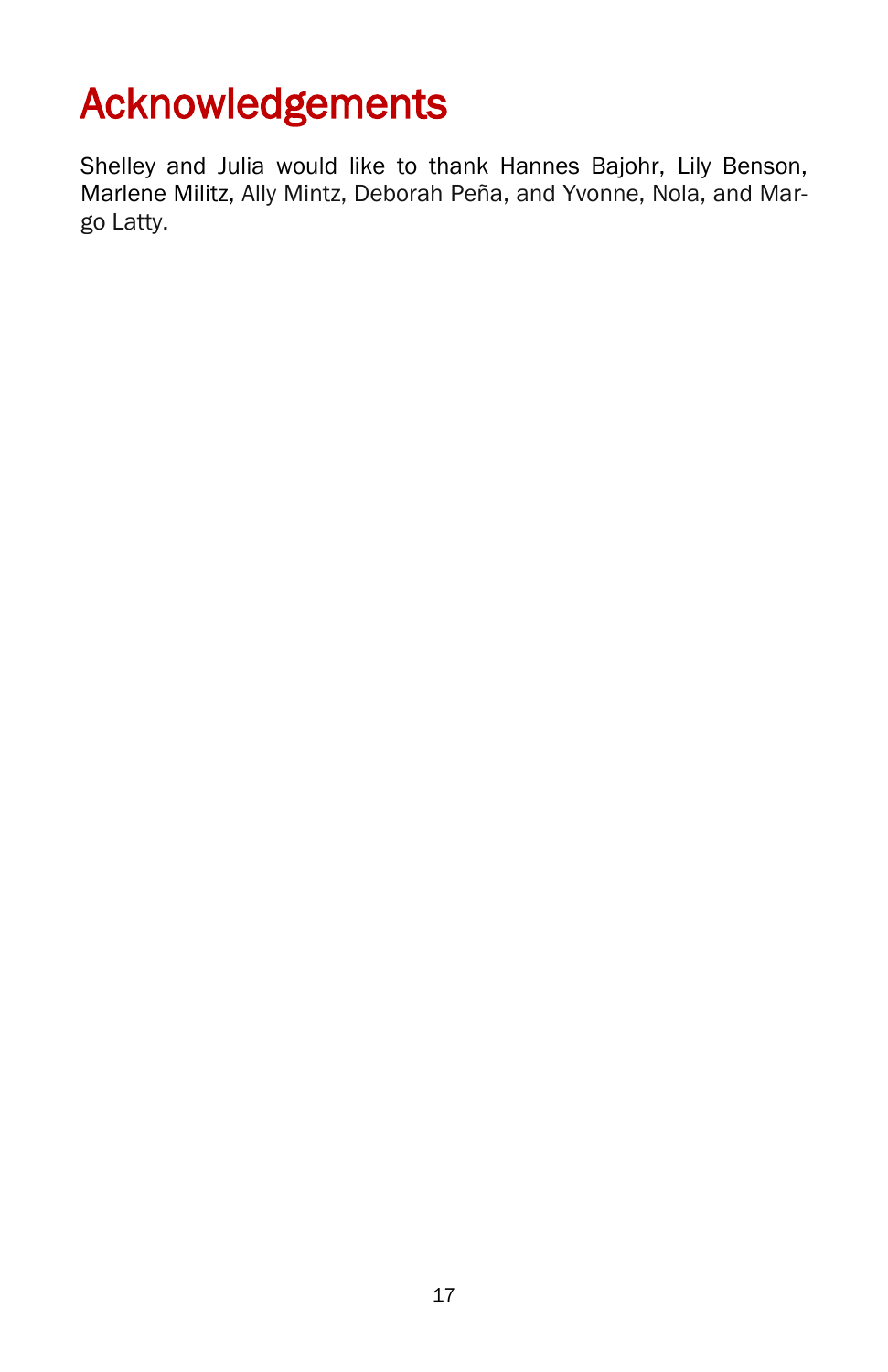# Acknowledgements

Shelley and Julia would like to thank Hannes Bajohr, Lily Benson, Marlene Militz, Ally Mintz, Deborah Peña, and Yvonne, Nola, and Margo Latty.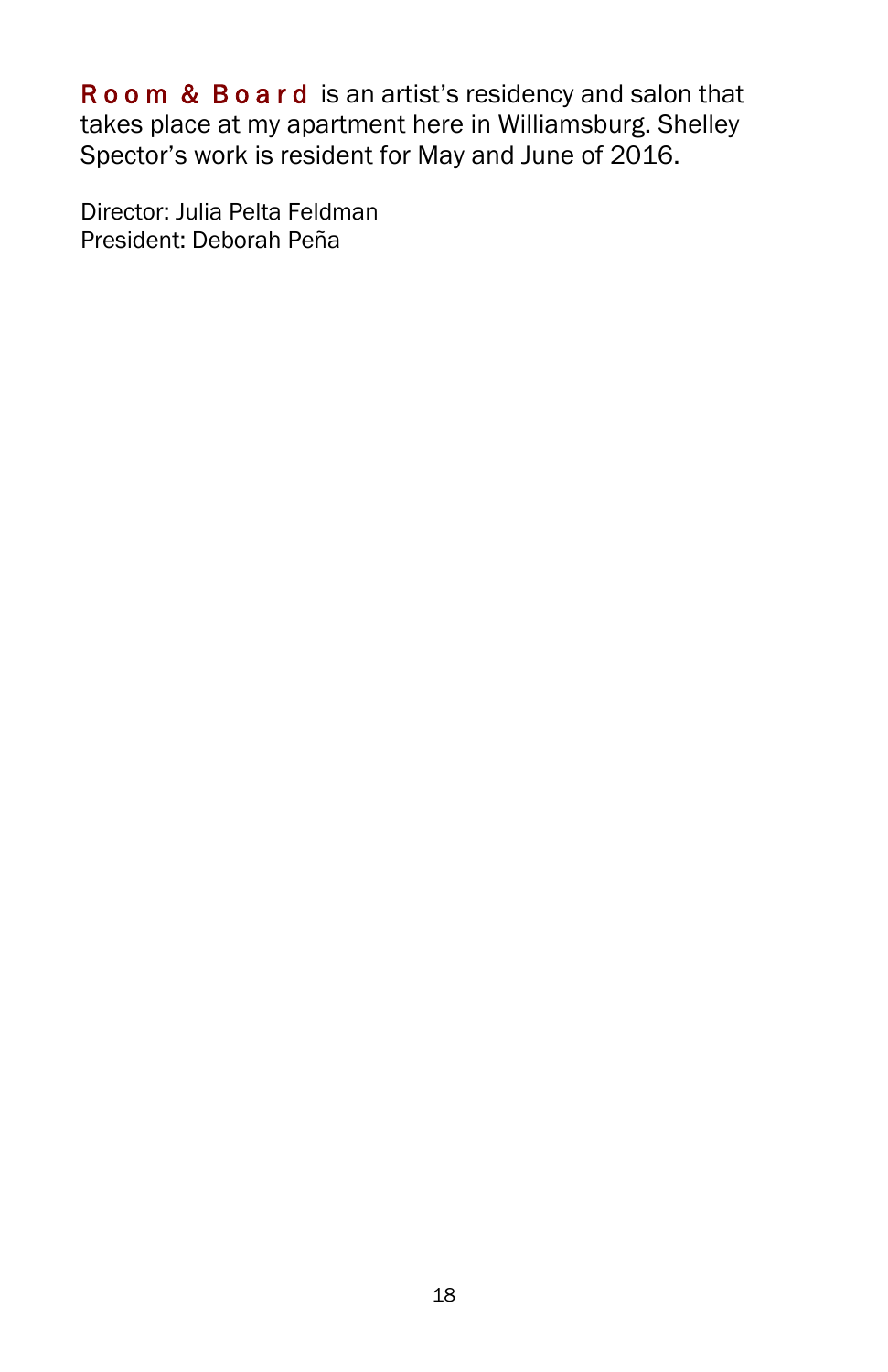**Room & Board** is an artist's residency and salon that takes place at my apartment here in Williamsburg. Shelley Spector's work is resident for May and June of 2016.

Director: Julia Pelta Feldman
President: Deborah Peña